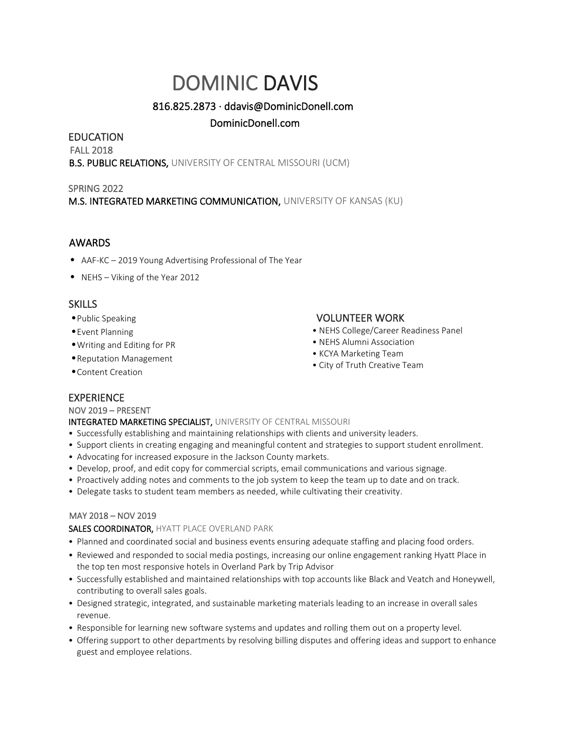# DOMINIC DAVIS

816.825.2873 · ddavis@DominicDonell.com

DominicDonell.com

## EDUCATION

FALL 2018

**B.S. PUBLIC RELATIONS,** UNIVERSITY OF CENTRAL MISSOURI (UCM)

SPRING 2022

**M.S. INTEGRATED MARKETING COMMUNICATION,** UNIVERSITY OF KANSAS (KU)

## AWARDS

- AAF-KC – 2019 Young Advertising Professional of The Year
- NEHS – Viking of the Year 2012

## SKILLS

- Public Speaking
- Event Planning
- Writing and Editing for PR
- Reputation Management
- Content Creation

## VOLUNTEER WORK

- NEHS College/Career Readiness Panel
- NEHS Alumni Association
- KCYA Marketing Team
- City of Truth Creative Team

## EXPERIENCE

NOV 2019 – PRESENT

**INTEGRATED MARKETING SPECIALIST,** UNIVERSITY OF CENTRAL MISSOURI

- Successfully establishing and maintaining relationships with clients and university leaders.
- Support clients in creating engaging and meaningful content and strategies to support student enrollment.
- Advocating for increased exposure in the Jackson County markets.
- Develop, proof, and edit copy for commercial scripts, email communications and various signage.
- Proactively adding notes and comments to the job system to keep the team up to date and on track.
- Delegate tasks to student team members as needed, while cultivating their creativity.

MAY 2018 – NOV 2019

**SALES COORDINATOR,** HYATT PLACE OVERLAND PARK

- Planned and coordinated social and business events ensuring adequate staffing and placing food orders.
- Reviewed and responded to social media postings, increasing our online engagement ranking Hyatt Place in the top ten most responsive hotels in Overland Park by Trip Advisor
- Successfully established and maintained relationships with top accounts like Black and Veatch and Honeywell, contributing to overall sales goals.
- Designed strategic, integrated, and sustainable marketing materials leading to an increase in overall sales revenue.
- Responsible for learning new software systems and updates and rolling them out on a property level.
- Offering support to other departments by resolving billing disputes and offering ideas and support to enhance guest and employee relations.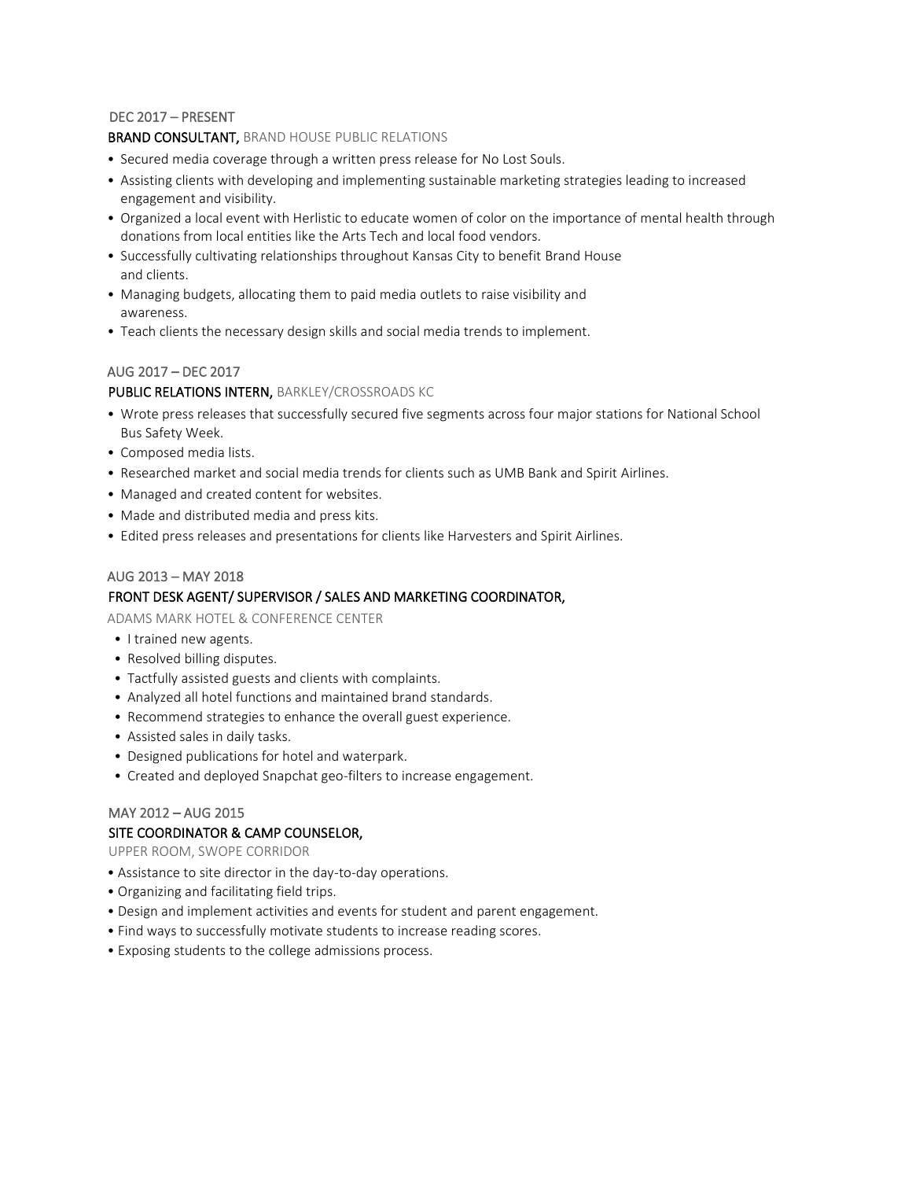DEC 2017 – PRESENT

**BRAND CONSULTANT,** BRAND HOUSE PUBLIC RELATIONS

- Secured media coverage through a written press release for No Lost Souls.
- Assisting clients with developing and implementing sustainable marketing strategies leading to increased engagement and visibility.
- Organized a local event with Herlistic to educate women of color on the importance of mental health through donations from local entities like the Arts Tech and local food vendors.
- Successfully cultivating relationships throughout Kansas City to benefit Brand House and clients.
- Managing budgets, allocating them to paid media outlets to raise visibility and awareness.
- Teach clients the necessary design skills and social media trends to implement.

AUG 2017 – DEC 2017

**PUBLIC RELATIONS INTERN,** BARKLEY/CROSSROADS KC

- Wrote press releases that successfully secured five segments across four major stations for National School Bus Safety Week.
- Composed media lists.
- Researched market and social media trends for clients such as UMB Bank and Spirit Airlines.
- Managed and created content for websites.
- Made and distributed media and press kits.
- Edited press releases and presentations for clients like Harvesters and Spirit Airlines.

AUG 2013 – MAY 2018

**FRONT DESK AGENT/ SUPERVISOR / SALES AND MARKETING COORDINATOR,**

ADAMS MARK HOTEL & CONFERENCE CENTER

- I trained new agents.
- Resolved billing disputes.
- Tactfully assisted guests and clients with complaints.
- Analyzed all hotel functions and maintained brand standards.
- Recommend strategies to enhance the overall guest experience.
- Assisted sales in daily tasks.
- Designed publications for hotel and waterpark.
- Created and deployed Snapchat geo-filters to increase engagement.

MAY 2012 – AUG 2015

**SITE COORDINATOR & CAMP COUNSELOR,**

UPPER ROOM, SWOPE CORRIDOR

- Assistance to site director in the day-to-day operations.
- Organizing and facilitating field trips.
- Design and implement activities and events for student and parent engagement.
- Find ways to successfully motivate students to increase reading scores.
- Exposing students to the college admissions process.